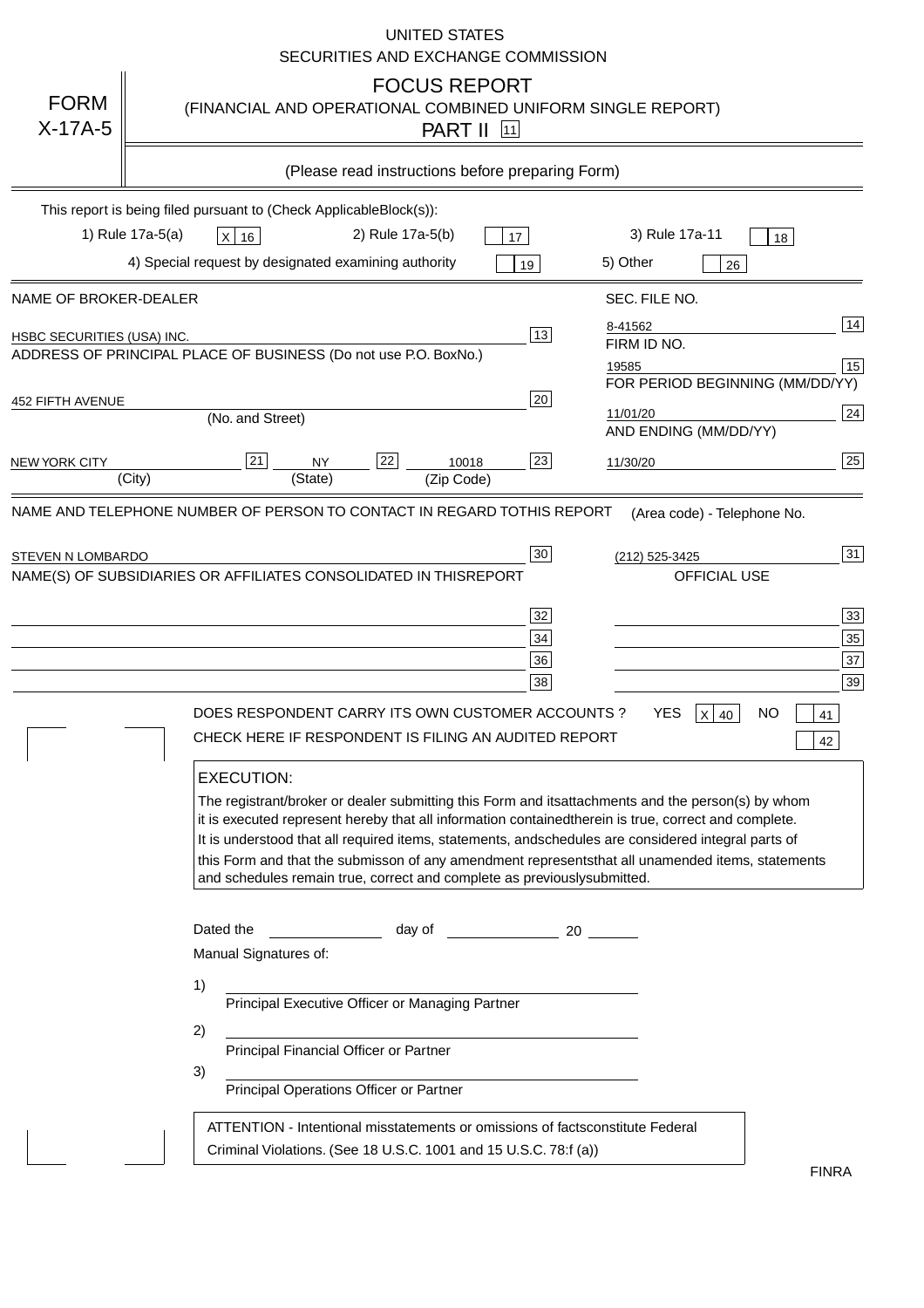UNITED STATES
SECURITIES AND EXCHANGE COMMISSION

# FORM X-17A-5

## FOCUS REPORT
(FINANCIAL AND OPERATIONAL COMBINED UNIFORM SINGLE REPORT)
PART II [11]

(Please read instructions before preparing Form)

This report is being filed pursuant to (Check Applicable Block(s)):

1) Rule 17a-5(a) [X] [16]   2) Rule 17a-5(b) [ ] [17]   3) Rule 17a-11 [ ] [18]

4) Special request by designated examining authority [ ] [19]   5) Other [ ] [26]

| NAME OF BROKER-DEALER | | SEC. FILE NO. | |
|---|---|---|---|
| HSBC SECURITIES (USA) INC. | [13] | 8-41562 | [14] |
| ADDRESS OF PRINCIPAL PLACE OF BUSINESS (Do not use P.O. Box No.) | | FIRM ID NO. | |
| | | 19585 | [15] |
| 452 FIFTH AVENUE (No. and Street) | [20] | FOR PERIOD BEGINNING (MM/DD/YY) 11/01/20 | [24] |
| NEW YORK CITY (City) [21] NY (State) [22] 10018 (Zip Code) | [23] | AND ENDING (MM/DD/YY) 11/30/20 | [25] |

| NAME AND TELEPHONE NUMBER OF PERSON TO CONTACT IN REGARD TO THIS REPORT | | (Area code) - Telephone No. | |
|---|---|---|---|
| STEVEN N LOMBARDO | [30] | (212) 525-3425 | [31] |
| NAME(S) OF SUBSIDIARIES OR AFFILIATES CONSOLIDATED IN THIS REPORT | | OFFICIAL USE | |
| | [32] | | [33] |
| | [34] | | [35] |
| | [36] | | [37] |
| | [38] | | [39] |

DOES RESPONDENT CARRY ITS OWN CUSTOMER ACCOUNTS ? YES [X] [40] NO [ ] [41]

CHECK HERE IF RESPONDENT IS FILING AN AUDITED REPORT [ ] [42]

**EXECUTION:**

The registrant/broker or dealer submitting this Form and its attachments and the person(s) by whom it is executed represent hereby that all information contained therein is true, correct and complete. It is understood that all required items, statements, and schedules are considered integral parts of this Form and that the submisson of any amendment represents that all unamended items, statements and schedules remain true, correct and complete as previously submitted.

Dated the ______________ day of ______________ 20 ______

Manual Signatures of:

1) ________________________________
Principal Executive Officer or Managing Partner

2) ________________________________
Principal Financial Officer or Partner

3) ________________________________
Principal Operations Officer or Partner

ATTENTION - Intentional misstatements or omissions of facts constitute Federal Criminal Violations. (See 18 U.S.C. 1001 and 15 U.S.C. 78:f (a))

FINRA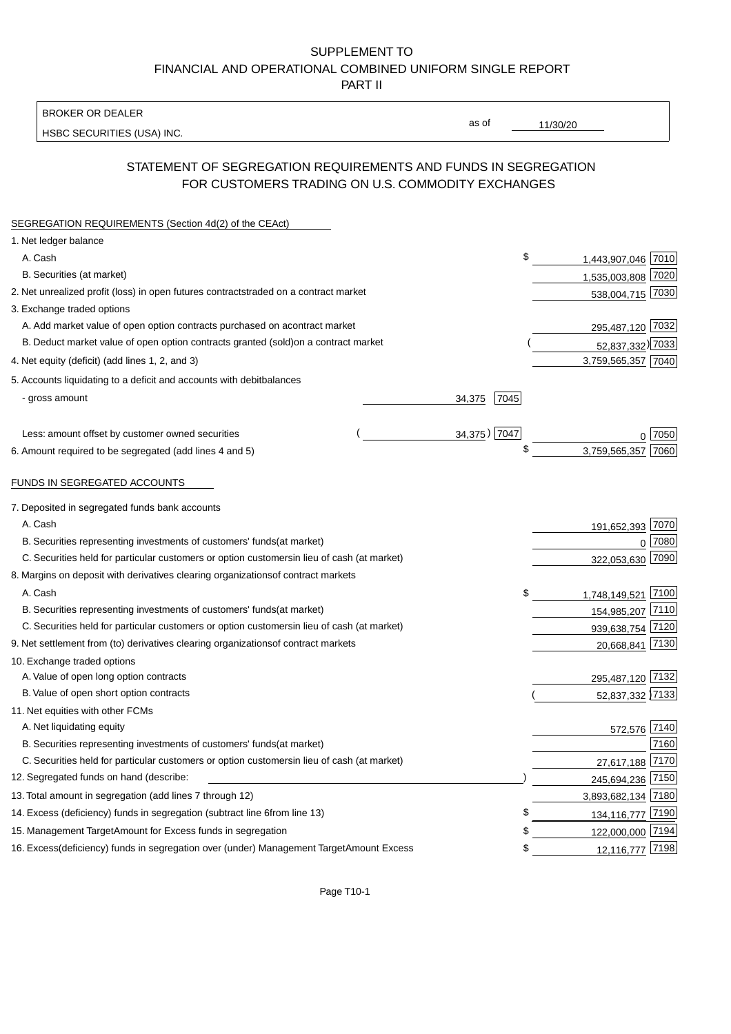SUPPLEMENT TO
FINANCIAL AND OPERATIONAL COMBINED UNIFORM SINGLE REPORT
PART II

BROKER OR DEALER
HSBC SECURITIES (USA) INC.

as of 11/30/20

## STATEMENT OF SEGREGATION REQUIREMENTS AND FUNDS IN SEGREGATION FOR CUSTOMERS TRADING ON U.S. COMMODITY EXCHANGES

SEGREGATION REQUIREMENTS (Section 4d(2) of the CEAct)

| Item | | | Amount | Code |
|---|---|---|---|---|
| 1. Net ledger balance | | | | |
| A. Cash | | | $ 1,443,907,046 | 7010 |
| B. Securities (at market) | | | 1,535,003,808 | 7020 |
| 2. Net unrealized profit (loss) in open futures contracts traded on a contract market | | | 538,004,715 | 7030 |
| 3. Exchange traded options | | | | |
| A. Add market value of open option contracts purchased on a contract market | | | 295,487,120 | 7032 |
| B. Deduct market value of open option contracts granted (sold) on a contract market | | | (52,837,332) | 7033 |
| 4. Net equity (deficit) (add lines 1, 2, and 3) | | | 3,759,565,357 | 7040 |
| 5. Accounts liquidating to a deficit and accounts with debit balances | | | | |
| - gross amount | 34,375 | 7045 | | |
| Less: amount offset by customer owned securities | (34,375) | 7047 | 0 | 7050 |
| 6. Amount required to be segregated (add lines 4 and 5) | | | $ 3,759,565,357 | 7060 |

FUNDS IN SEGREGATED ACCOUNTS

| Item | Amount | Code |
|---|---|---|
| 7. Deposited in segregated funds bank accounts | | |
| A. Cash | 191,652,393 | 7070 |
| B. Securities representing investments of customers' funds (at market) | 0 | 7080 |
| C. Securities held for particular customers or option customers in lieu of cash (at market) | 322,053,630 | 7090 |
| 8. Margins on deposit with derivatives clearing organizations of contract markets | | |
| A. Cash | $ 1,748,149,521 | 7100 |
| B. Securities representing investments of customers' funds (at market) | 154,985,207 | 7110 |
| C. Securities held for particular customers or option customers in lieu of cash (at market) | 939,638,754 | 7120 |
| 9. Net settlement from (to) derivatives clearing organizations of contract markets | 20,668,841 | 7130 |
| 10. Exchange traded options | | |
| A. Value of open long option contracts | 295,487,120 | 7132 |
| B. Value of open short option contracts | (52,837,332) | 7133 |
| 11. Net equities with other FCMs | | |
| A. Net liquidating equity | 572,576 | 7140 |
| B. Securities representing investments of customers' funds (at market) | | 7160 |
| C. Securities held for particular customers or option customers in lieu of cash (at market) | 27,617,188 | 7170 |
| 12. Segregated funds on hand (describe: ) | 245,694,236 | 7150 |
| 13. Total amount in segregation (add lines 7 through 12) | 3,893,682,134 | 7180 |
| 14. Excess (deficiency) funds in segregation (subtract line 6 from line 13) | $ 134,116,777 | 7190 |
| 15. Management Target Amount for Excess funds in segregation | $ 122,000,000 | 7194 |
| 16. Excess (deficiency) funds in segregation over (under) Management Target Amount Excess | $ 12,116,777 | 7198 |

Page T10-1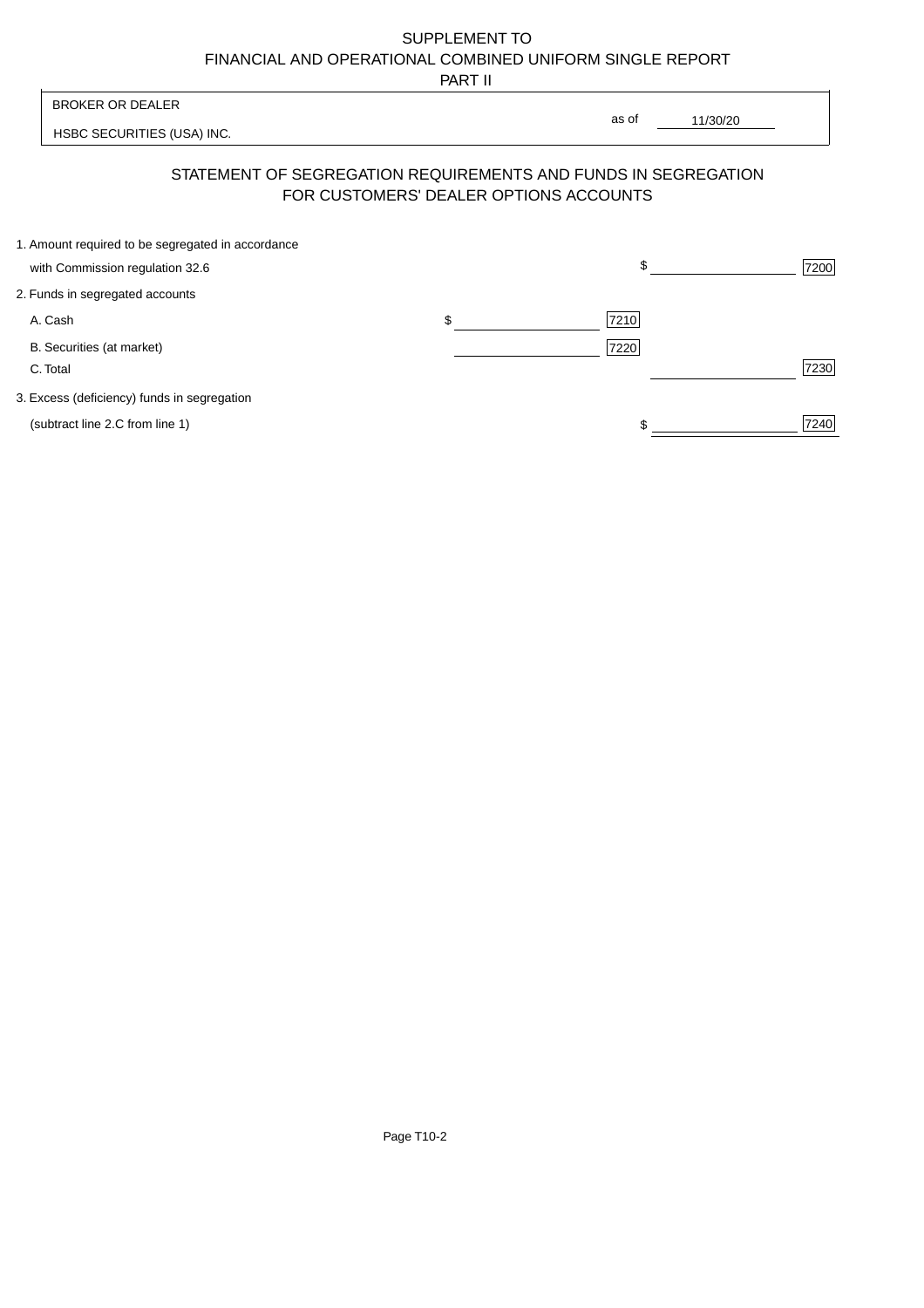SUPPLEMENT TO
FINANCIAL AND OPERATIONAL COMBINED UNIFORM SINGLE REPORT
PART II

BROKER OR DEALER

HSBC SECURITIES (USA) INC.

as of 11/30/20

## STATEMENT OF SEGREGATION REQUIREMENTS AND FUNDS IN SEGREGATION FOR CUSTOMERS' DEALER OPTIONS ACCOUNTS

| | | | | |
|---|---|---|---|---|
| 1. Amount required to be segregated in accordance with Commission regulation 32.6 | | | $ | 7200 |
| 2. Funds in segregated accounts | | | | |
| A. Cash | $ | 7210 | | |
| B. Securities (at market) | | 7220 | | |
| C. Total | | | | 7230 |
| 3. Excess (deficiency) funds in segregation (subtract line 2.C from line 1) | | | $ | 7240 |

Page T10-2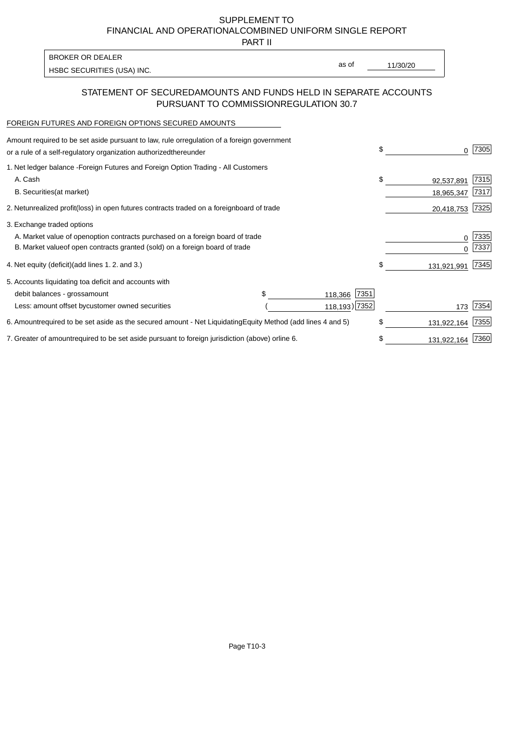SUPPLEMENT TO
FINANCIAL AND OPERATIONALCOMBINED UNIFORM SINGLE REPORT
PART II

| BROKER OR DEALER | | |
|---|---|---|
| HSBC SECURITIES (USA) INC. | as of | 11/30/20 |

## STATEMENT OF SECUREDAMOUNTS AND FUNDS HELD IN SEPARATE ACCOUNTS PURSUANT TO COMMISSIONREGULATION 30.7

FOREIGN FUTURES AND FOREIGN OPTIONS SECURED AMOUNTS

| | | | | | |
|---|---|---|---|---|---|
| Amount required to be set aside pursuant to law, rule orregulation of a foreign government or a rule of a self-regulatory organization authorizedthereunder | | | $ | 0 | 7305 |
| 1. Net ledger balance -Foreign Futures and Foreign Option Trading - All Customers | | | | | |
| A. Cash | | | $ | 92,537,891 | 7315 |
| B. Securities(at market) | | | | 18,965,347 | 7317 |
| 2. Netunrealized profit(loss) in open futures contracts traded on a foreignboard of trade | | | | 20,418,753 | 7325 |
| 3. Exchange traded options | | | | | |
| A. Market value of openoption contracts purchased on a foreign board of trade | | | | 0 | 7335 |
| B. Market valueof open contracts granted (sold) on a foreign board of trade | | | | 0 | 7337 |
| 4. Net equity (deficit)(add lines 1. 2. and 3.) | | | $ | 131,921,991 | 7345 |
| 5. Accounts liquidating toa deficit and accounts with | | | | | |
| debit balances - grossamount | $ 118,366 | 7351 | | | |
| Less: amount offset bycustomer owned securities | ( 118,193) | 7352 | | 173 | 7354 |
| 6. Amountrequired to be set aside as the secured amount - Net LiquidatingEquity Method (add lines 4 and 5) | | | $ | 131,922,164 | 7355 |
| 7. Greater of amountrequired to be set aside pursuant to foreign jurisdiction (above) orline 6. | | | $ | 131,922,164 | 7360 |

Page T10-3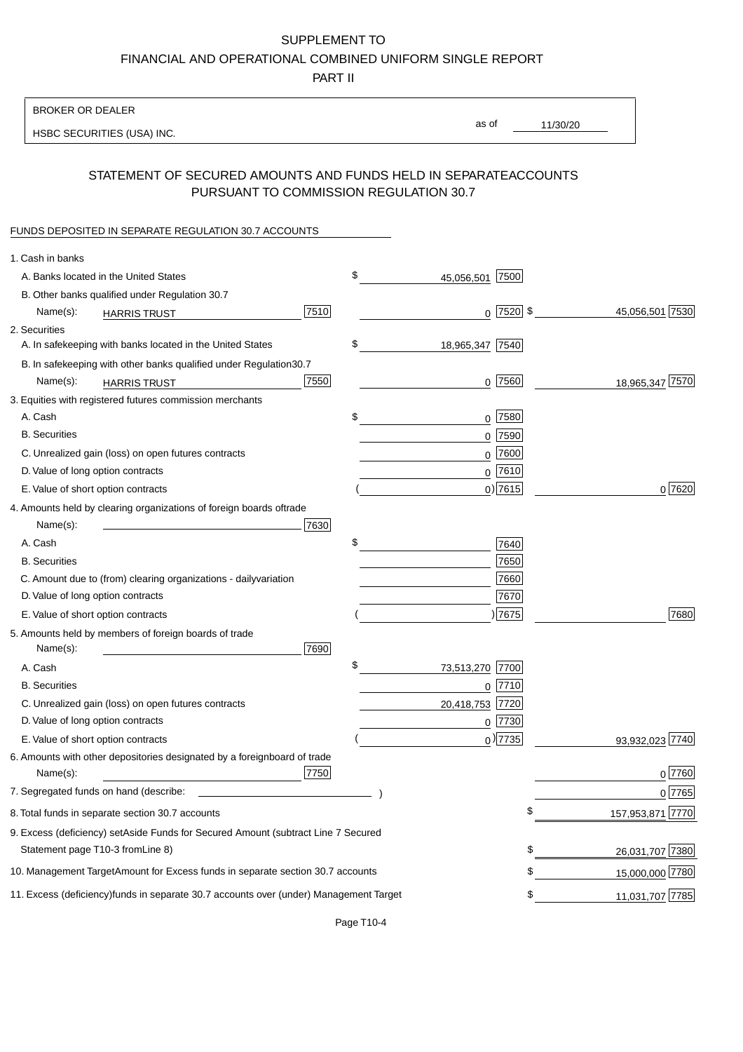SUPPLEMENT TO
FINANCIAL AND OPERATIONAL COMBINED UNIFORM SINGLE REPORT
PART II

BROKER OR DEALER: HSBC SECURITIES (USA) INC.

as of 11/30/20

## STATEMENT OF SECURED AMOUNTS AND FUNDS HELD IN SEPARATE ACCOUNTS PURSUANT TO COMMISSION REGULATION 30.7

FUNDS DEPOSITED IN SEPARATE REGULATION 30.7 ACCOUNTS

| | | | |
|---|---|---|---|
| 1. Cash in banks | | | |
| A. Banks located in the United States | | $ 45,056,501 [7500] | |
| B. Other banks qualified under Regulation 30.7 | | | |
| Name(s): HARRIS TRUST | [7510] | 0 [7520] | $ 45,056,501 [7530] |
| 2. Securities | | | |
| A. In safekeeping with banks located in the United States | | $ 18,965,347 [7540] | |
| B. In safekeeping with other banks qualified under Regulation 30.7 | | | |
| Name(s): HARRIS TRUST | [7550] | 0 [7560] | 18,965,347 [7570] |
| 3. Equities with registered futures commission merchants | | | |
| A. Cash | | $ 0 [7580] | |
| B. Securities | | 0 [7590] | |
| C. Unrealized gain (loss) on open futures contracts | | 0 [7600] | |
| D. Value of long option contracts | | 0 [7610] | |
| E. Value of short option contracts | | ( 0 ) [7615] | 0 [7620] |
| 4. Amounts held by clearing organizations of foreign boards of trade | | | |
| Name(s): | [7630] | | |
| A. Cash | | $ [7640] | |
| B. Securities | | [7650] | |
| C. Amount due to (from) clearing organizations - daily variation | | [7660] | |
| D. Value of long option contracts | | [7670] | |
| E. Value of short option contracts | | ( ) [7675] | [7680] |
| 5. Amounts held by members of foreign boards of trade | | | |
| Name(s): | [7690] | | |
| A. Cash | | $ 73,513,270 [7700] | |
| B. Securities | | 0 [7710] | |
| C. Unrealized gain (loss) on open futures contracts | | 20,418,753 [7720] | |
| D. Value of long option contracts | | 0 [7730] | |
| E. Value of short option contracts | | ( 0 ) [7735] | 93,932,023 [7740] |
| 6. Amounts with other depositories designated by a foreign board of trade | | | |
| Name(s): | [7750] | | 0 [7760] |
| 7. Segregated funds on hand (describe: ) | | | 0 [7765] |
| 8. Total funds in separate section 30.7 accounts | | | $ 157,953,871 [7770] |
| 9. Excess (deficiency) set Aside Funds for Secured Amount (subtract Line 7 Secured Statement page T10-3 from Line 8) | | | $ 26,031,707 [7380] |
| 10. Management Target Amount for Excess funds in separate section 30.7 accounts | | | $ 15,000,000 [7780] |
| 11. Excess (deficiency) funds in separate 30.7 accounts over (under) Management Target | | | $ 11,031,707 [7785] |

Page T10-4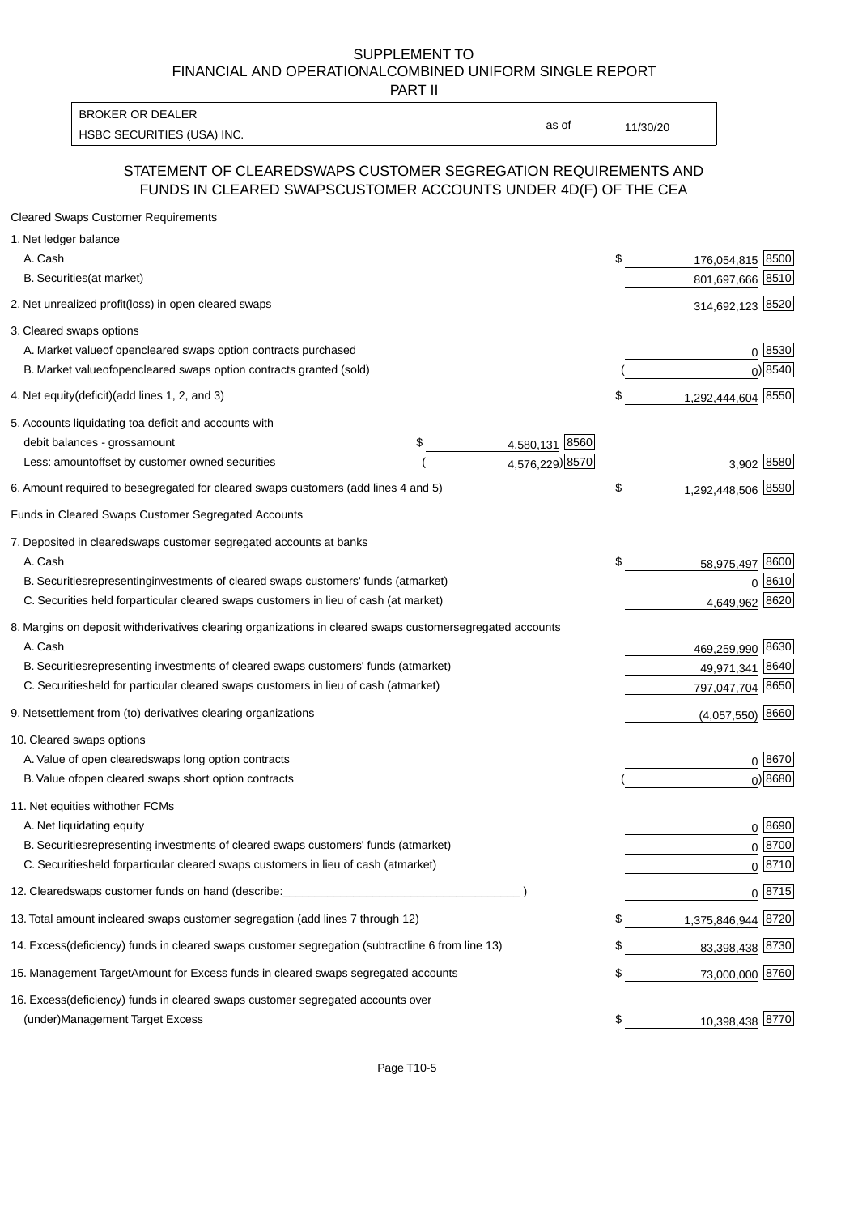SUPPLEMENT TO
FINANCIAL AND OPERATIONALCOMBINED UNIFORM SINGLE REPORT
PART II

| BROKER OR DEALER | | |
|---|---|---|
| HSBC SECURITIES (USA) INC. | as of | 11/30/20 |

## STATEMENT OF CLEAREDSWAPS CUSTOMER SEGREGATION REQUIREMENTS AND FUNDS IN CLEARED SWAPSCUSTOMER ACCOUNTS UNDER 4D(F) OF THE CEA

| Cleared Swaps Customer Requirements | | | | |
|---|---|---|---|---|
| 1. Net ledger balance | | | | |
| A. Cash | | | $ 176,054,815 | 8500 |
| B. Securities(at market) | | | 801,697,666 | 8510 |
| 2. Net unrealized profit(loss) in open cleared swaps | | | 314,692,123 | 8520 |
| 3. Cleared swaps options | | | | |
| A. Market valueof opencleared swaps option contracts purchased | | | 0 | 8530 |
| B. Market valueofopencleared swaps option contracts granted (sold) | | | ( 0) | 8540 |
| 4. Net equity(deficit)(add lines 1, 2, and 3) | | | $ 1,292,444,604 | 8550 |
| 5. Accounts liquidating toa deficit and accounts with | | | | |
| debit balances - grossamount | $ 4,580,131 | 8560 | | |
| Less: amountoffset by customer owned securities | ( 4,576,229) | 8570 | 3,902 | 8580 |
| 6. Amount required to besegregated for cleared swaps customers (add lines 4 and 5) | | | $ 1,292,448,506 | 8590 |
| Funds in Cleared Swaps Customer Segregated Accounts | | | | |
| 7. Deposited in clearedswaps customer segregated accounts at banks | | | | |
| A. Cash | | | $ 58,975,497 | 8600 |
| B. Securitiesrepresentinginvestments of cleared swaps customers' funds (atmarket) | | | 0 | 8610 |
| C. Securities held forparticular cleared swaps customers in lieu of cash (at market) | | | 4,649,962 | 8620 |
| 8. Margins on deposit withderivatives clearing organizations in cleared swaps customersegregated accounts | | | | |
| A. Cash | | | 469,259,990 | 8630 |
| B. Securitiesrepresenting investments of cleared swaps customers' funds (atmarket) | | | 49,971,341 | 8640 |
| C. Securitiesheld for particular cleared swaps customers in lieu of cash (atmarket) | | | 797,047,704 | 8650 |
| 9. Netsettlement from (to) derivatives clearing organizations | | | (4,057,550) | 8660 |
| 10. Cleared swaps options | | | | |
| A. Value of open clearedswaps long option contracts | | | 0 | 8670 |
| B. Value ofopen cleared swaps short option contracts | | | ( 0) | 8680 |
| 11. Net equities withother FCMs | | | | |
| A. Net liquidating equity | | | 0 | 8690 |
| B. Securitiesrepresenting investments of cleared swaps customers' funds (atmarket) | | | 0 | 8700 |
| C. Securitiesheld forparticular cleared swaps customers in lieu of cash (atmarket) | | | 0 | 8710 |
| 12. Clearedswaps customer funds on hand (describe:____________________________________ ) | | | 0 | 8715 |
| 13. Total amount incleared swaps customer segregation (add lines 7 through 12) | | | $ 1,375,846,944 | 8720 |
| 14. Excess(deficiency) funds in cleared swaps customer segregation (subtractline 6 from line 13) | | | $ 83,398,438 | 8730 |
| 15. Management TargetAmount for Excess funds in cleared swaps segregated accounts | | | $ 73,000,000 | 8760 |
| 16. Excess(deficiency) funds in cleared swaps customer segregated accounts over (under)Management Target Excess | | | $ 10,398,438 | 8770 |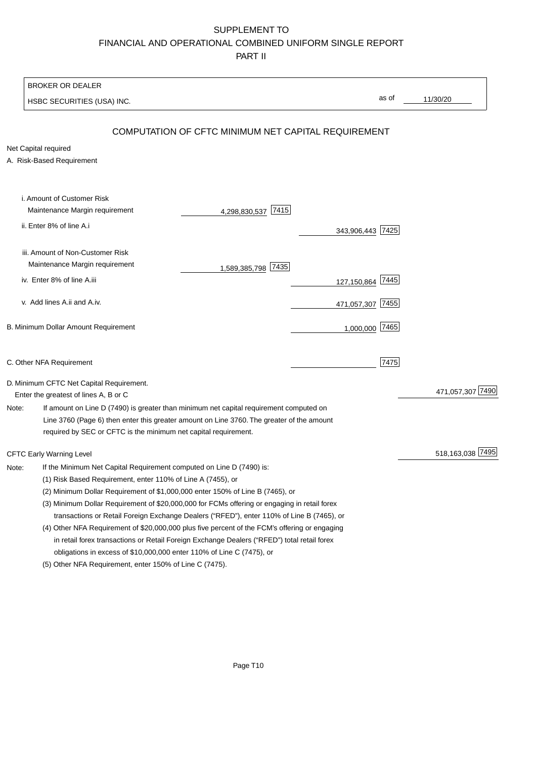# SUPPLEMENT TO
# FINANCIAL AND OPERATIONAL COMBINED UNIFORM SINGLE REPORT
## PART II

| | |
|---|---|
| BROKER OR DEALER | |
| HSBC SECURITIES (USA) INC. | as of 11/30/20 |

## COMPUTATION OF CFTC MINIMUM NET CAPITAL REQUIREMENT

Net Capital required

A. Risk-Based Requirement

| | | | |
|---|---|---|---|
| i. Amount of Customer Risk Maintenance Margin requirement | 4,298,830,537 [7415] | | |
| ii. Enter 8% of line A.i | | 343,906,443 [7425] | |
| iii. Amount of Non-Customer Risk Maintenance Margin requirement | 1,589,385,798 [7435] | | |
| iv. Enter 8% of line A.iii | | 127,150,864 [7445] | |
| v. Add lines A.ii and A.iv. | | 471,057,307 [7455] | |
| B. Minimum Dollar Amount Requirement | | 1,000,000 [7465] | |
| C. Other NFA Requirement | | [7475] | |
| D. Minimum CFTC Net Capital Requirement. Enter the greatest of lines A, B or C | | | 471,057,307 [7490] |

Note: If amount on Line D (7490) is greater than minimum net capital requirement computed on Line 3760 (Page 6) then enter this greater amount on Line 3760. The greater of the amount required by SEC or CFTC is the minimum net capital requirement.

CFTC Early Warning Level 518,163,038 [7495]

Note: If the Minimum Net Capital Requirement computed on Line D (7490) is:

(1) Risk Based Requirement, enter 110% of Line A (7455), or

(2) Minimum Dollar Requirement of $1,000,000 enter 150% of Line B (7465), or

(3) Minimum Dollar Requirement of $20,000,000 for FCMs offering or engaging in retail forex transactions or Retail Foreign Exchange Dealers ("RFED"), enter 110% of Line B (7465), or

(4) Other NFA Requirement of $20,000,000 plus five percent of the FCM's offering or engaging in retail forex transactions or Retail Foreign Exchange Dealers ("RFED") total retail forex obligations in excess of $10,000,000 enter 110% of Line C (7475), or

(5) Other NFA Requirement, enter 150% of Line C (7475).